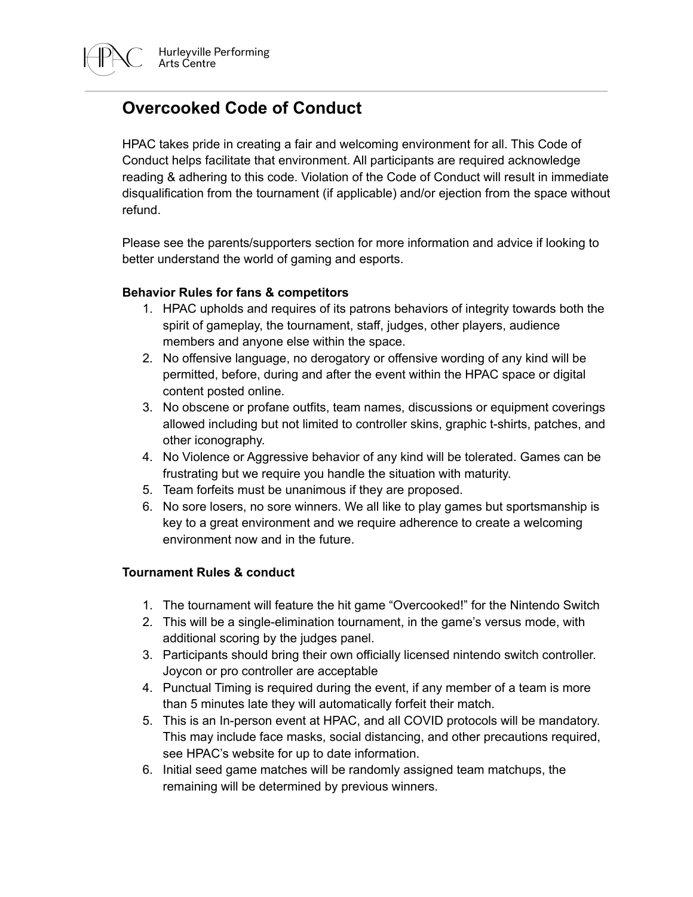Hurleyville Performing Arts Centre

# Overcooked Code of Conduct

HPAC takes pride in creating a fair and welcoming environment for all. This Code of Conduct helps facilitate that environment. All participants are required acknowledge reading & adhering to this code. Violation of the Code of Conduct will result in immediate disqualification from the tournament (if applicable) and/or ejection from the space without refund.

Please see the parents/supporters section for more information and advice if looking to better understand the world of gaming and esports.

**Behavior Rules for fans & competitors**

1. HPAC upholds and requires of its patrons behaviors of integrity towards both the spirit of gameplay, the tournament, staff, judges, other players, audience members and anyone else within the space.
2. No offensive language, no derogatory or offensive wording of any kind will be permitted, before, during and after the event within the HPAC space or digital content posted online.
3. No obscene or profane outfits, team names, discussions or equipment coverings allowed including but not limited to controller skins, graphic t-shirts, patches, and other iconography.
4. No Violence or Aggressive behavior of any kind will be tolerated. Games can be frustrating but we require you handle the situation with maturity.
5. Team forfeits must be unanimous if they are proposed.
6. No sore losers, no sore winners. We all like to play games but sportsmanship is key to a great environment and we require adherence to create a welcoming environment now and in the future.

**Tournament Rules & conduct**

1. The tournament will feature the hit game "Overcooked!" for the Nintendo Switch
2. This will be a single-elimination tournament, in the game's versus mode, with additional scoring by the judges panel.
3. Participants should bring their own officially licensed nintendo switch controller. Joycon or pro controller are acceptable
4. Punctual Timing is required during the event, if any member of a team is more than 5 minutes late they will automatically forfeit their match.
5. This is an In-person event at HPAC, and all COVID protocols will be mandatory. This may include face masks, social distancing, and other precautions required, see HPAC's website for up to date information.
6. Initial seed game matches will be randomly assigned team matchups, the remaining will be determined by previous winners.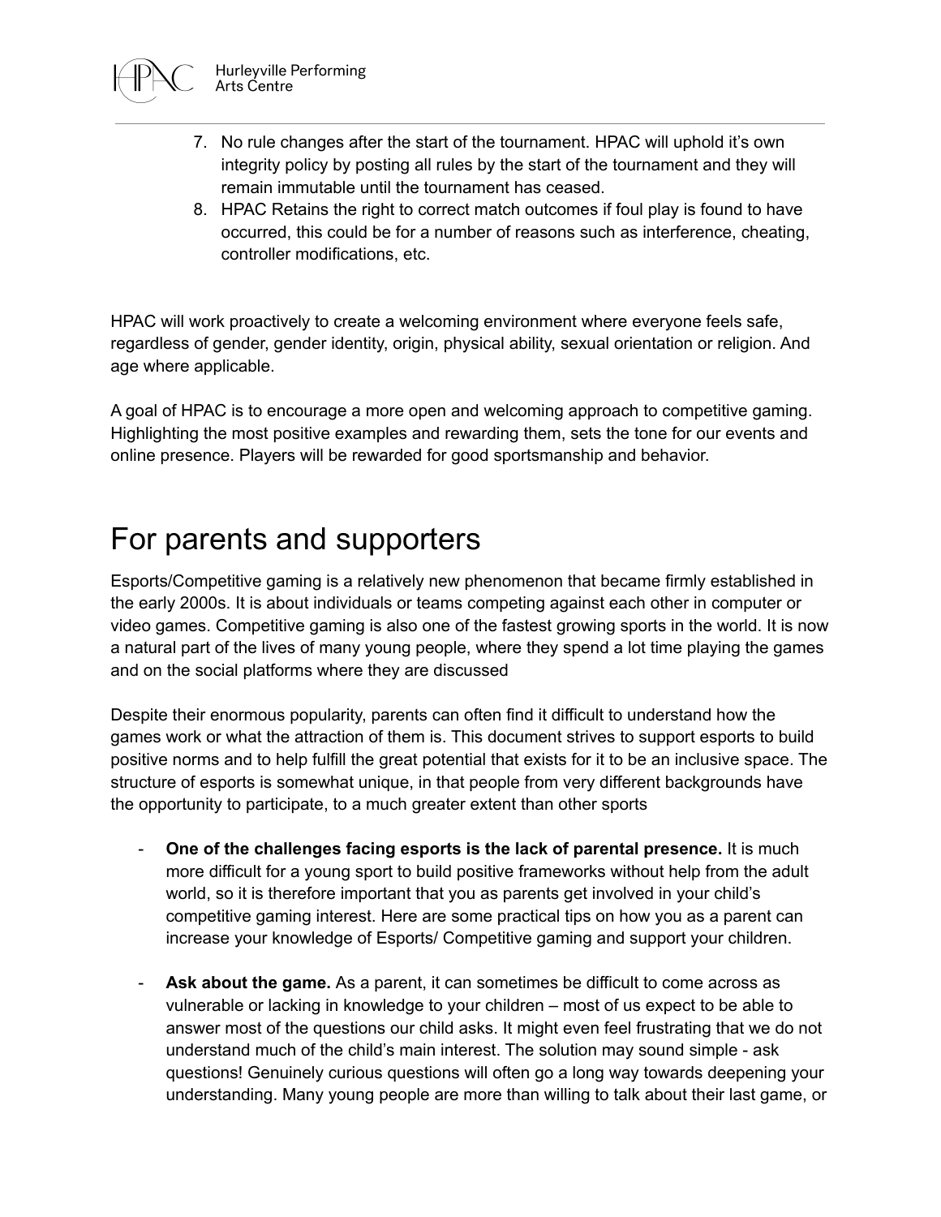7. No rule changes after the start of the tournament. HPAC will uphold it's own integrity policy by posting all rules by the start of the tournament and they will remain immutable until the tournament has ceased.
8. HPAC Retains the right to correct match outcomes if foul play is found to have occurred, this could be for a number of reasons such as interference, cheating, controller modifications, etc.

HPAC will work proactively to create a welcoming environment where everyone feels safe, regardless of gender, gender identity, origin, physical ability, sexual orientation or religion. And age where applicable.

A goal of HPAC is to encourage a more open and welcoming approach to competitive gaming. Highlighting the most positive examples and rewarding them, sets the tone for our events and online presence. Players will be rewarded for good sportsmanship and behavior.

# For parents and supporters

Esports/Competitive gaming is a relatively new phenomenon that became firmly established in the early 2000s. It is about individuals or teams competing against each other in computer or video games. Competitive gaming is also one of the fastest growing sports in the world. It is now a natural part of the lives of many young people, where they spend a lot time playing the games and on the social platforms where they are discussed

Despite their enormous popularity, parents can often find it difficult to understand how the games work or what the attraction of them is. This document strives to support esports to build positive norms and to help fulfill the great potential that exists for it to be an inclusive space. The structure of esports is somewhat unique, in that people from very different backgrounds have the opportunity to participate, to a much greater extent than other sports

- **One of the challenges facing esports is the lack of parental presence.** It is much more difficult for a young sport to build positive frameworks without help from the adult world, so it is therefore important that you as parents get involved in your child's competitive gaming interest. Here are some practical tips on how you as a parent can increase your knowledge of Esports/ Competitive gaming and support your children.

- **Ask about the game.** As a parent, it can sometimes be difficult to come across as vulnerable or lacking in knowledge to your children – most of us expect to be able to answer most of the questions our child asks. It might even feel frustrating that we do not understand much of the child's main interest. The solution may sound simple - ask questions! Genuinely curious questions will often go a long way towards deepening your understanding. Many young people are more than willing to talk about their last game, or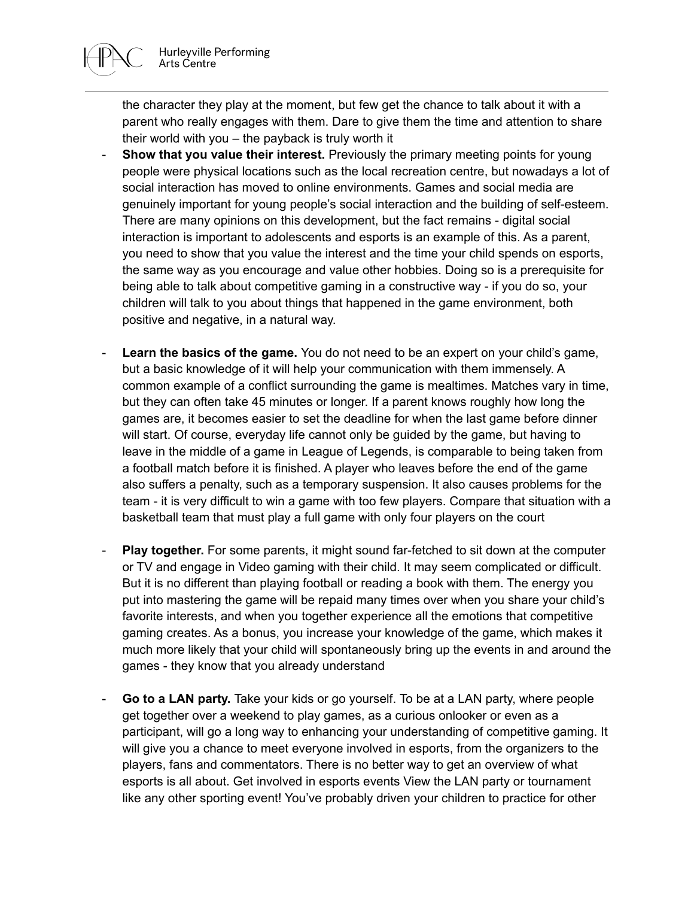the character they play at the moment, but few get the chance to talk about it with a parent who really engages with them. Dare to give them the time and attention to share their world with you – the payback is truly worth it

- **Show that you value their interest.** Previously the primary meeting points for young people were physical locations such as the local recreation centre, but nowadays a lot of social interaction has moved to online environments. Games and social media are genuinely important for young people's social interaction and the building of self-esteem. There are many opinions on this development, but the fact remains - digital social interaction is important to adolescents and esports is an example of this. As a parent, you need to show that you value the interest and the time your child spends on esports, the same way as you encourage and value other hobbies. Doing so is a prerequisite for being able to talk about competitive gaming in a constructive way - if you do so, your children will talk to you about things that happened in the game environment, both positive and negative, in a natural way.

- **Learn the basics of the game.** You do not need to be an expert on your child's game, but a basic knowledge of it will help your communication with them immensely. A common example of a conflict surrounding the game is mealtimes. Matches vary in time, but they can often take 45 minutes or longer. If a parent knows roughly how long the games are, it becomes easier to set the deadline for when the last game before dinner will start. Of course, everyday life cannot only be guided by the game, but having to leave in the middle of a game in League of Legends, is comparable to being taken from a football match before it is finished. A player who leaves before the end of the game also suffers a penalty, such as a temporary suspension. It also causes problems for the team - it is very difficult to win a game with too few players. Compare that situation with a basketball team that must play a full game with only four players on the court

- **Play together.** For some parents, it might sound far-fetched to sit down at the computer or TV and engage in Video gaming with their child. It may seem complicated or difficult. But it is no different than playing football or reading a book with them. The energy you put into mastering the game will be repaid many times over when you share your child's favorite interests, and when you together experience all the emotions that competitive gaming creates. As a bonus, you increase your knowledge of the game, which makes it much more likely that your child will spontaneously bring up the events in and around the games - they know that you already understand

- **Go to a LAN party.** Take your kids or go yourself. To be at a LAN party, where people get together over a weekend to play games, as a curious onlooker or even as a participant, will go a long way to enhancing your understanding of competitive gaming. It will give you a chance to meet everyone involved in esports, from the organizers to the players, fans and commentators. There is no better way to get an overview of what esports is all about. Get involved in esports events View the LAN party or tournament like any other sporting event! You've probably driven your children to practice for other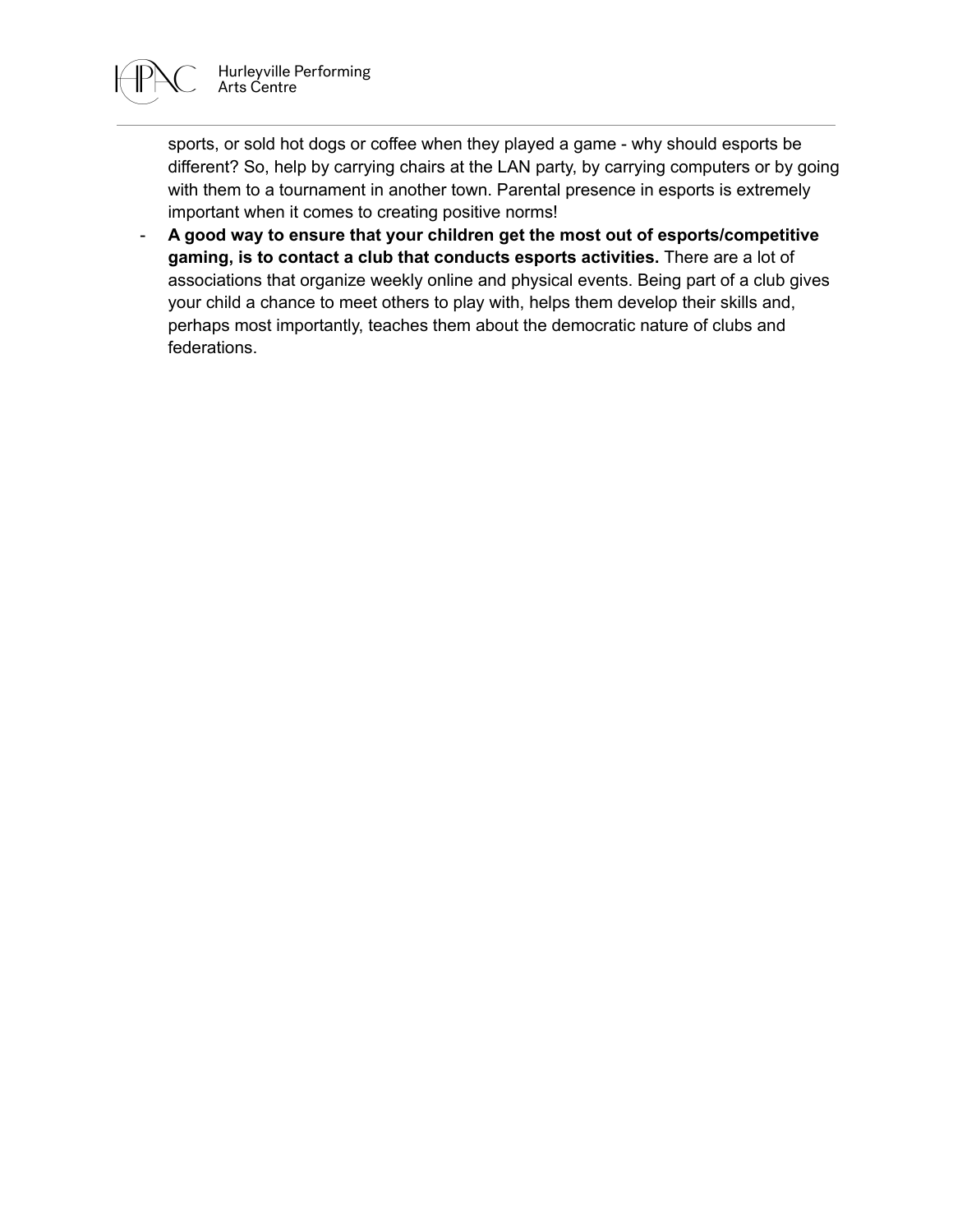sports, or sold hot dogs or coffee when they played a game - why should esports be different? So, help by carrying chairs at the LAN party, by carrying computers or by going with them to a tournament in another town. Parental presence in esports is extremely important when it comes to creating positive norms!

- **A good way to ensure that your children get the most out of esports/competitive gaming, is to contact a club that conducts esports activities.** There are a lot of associations that organize weekly online and physical events. Being part of a club gives your child a chance to meet others to play with, helps them develop their skills and, perhaps most importantly, teaches them about the democratic nature of clubs and federations.